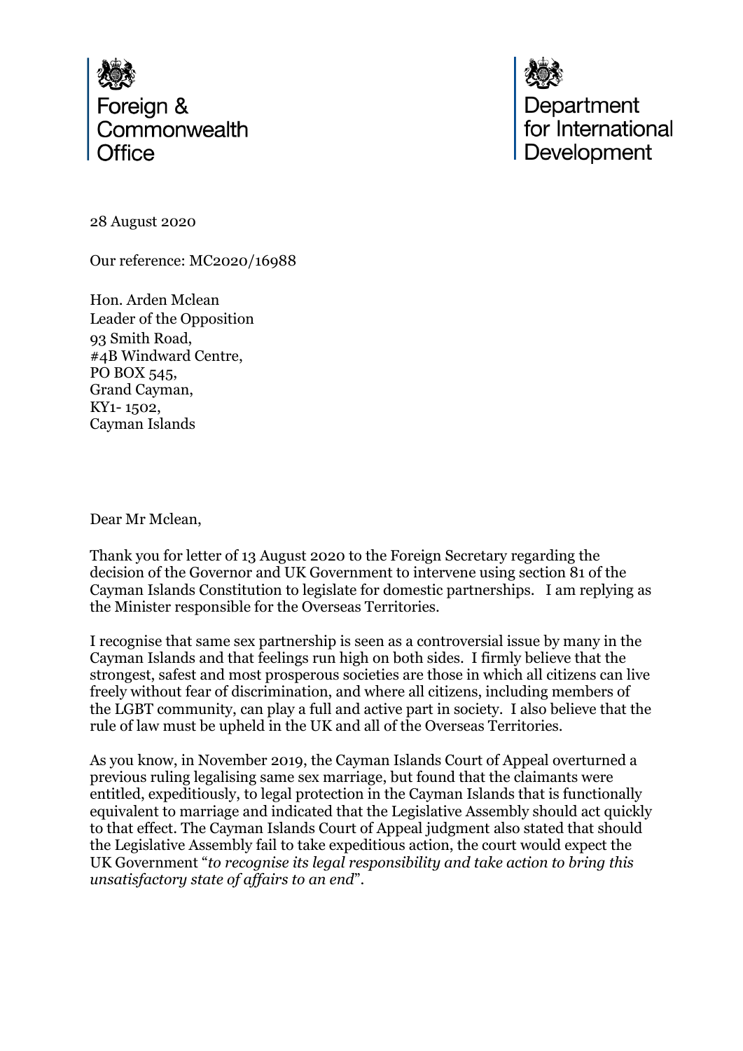Foreign & Commonwealth Office

Department for International Development

28 August 2020

Our reference: MC2020/16988

Hon. Arden Mclean  
Leader of the Opposition  
93 Smith Road,  
#4B Windward Centre,  
PO BOX 545,  
Grand Cayman,  
KY1- 1502,  
Cayman Islands

Dear Mr Mclean,

Thank you for letter of 13 August 2020 to the Foreign Secretary regarding the decision of the Governor and UK Government to intervene using section 81 of the Cayman Islands Constitution to legislate for domestic partnerships. I am replying as the Minister responsible for the Overseas Territories.

I recognise that same sex partnership is seen as a controversial issue by many in the Cayman Islands and that feelings run high on both sides. I firmly believe that the strongest, safest and most prosperous societies are those in which all citizens can live freely without fear of discrimination, and where all citizens, including members of the LGBT community, can play a full and active part in society. I also believe that the rule of law must be upheld in the UK and all of the Overseas Territories.

As you know, in November 2019, the Cayman Islands Court of Appeal overturned a previous ruling legalising same sex marriage, but found that the claimants were entitled, expeditiously, to legal protection in the Cayman Islands that is functionally equivalent to marriage and indicated that the Legislative Assembly should act quickly to that effect. The Cayman Islands Court of Appeal judgment also stated that should the Legislative Assembly fail to take expeditious action, the court would expect the UK Government "*to recognise its legal responsibility and take action to bring this unsatisfactory state of affairs to an end*".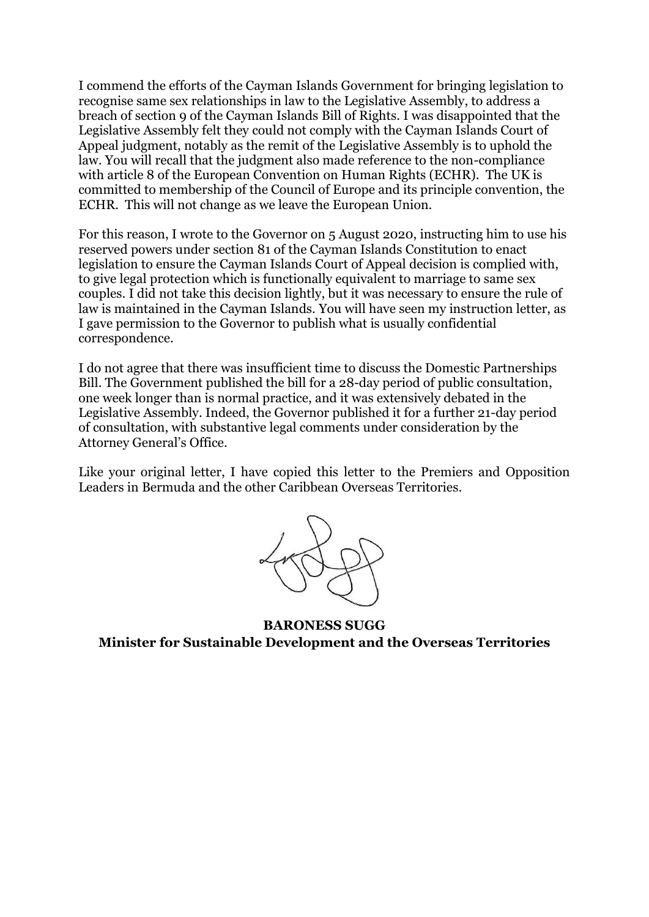I commend the efforts of the Cayman Islands Government for bringing legislation to recognise same sex relationships in law to the Legislative Assembly, to address a breach of section 9 of the Cayman Islands Bill of Rights. I was disappointed that the Legislative Assembly felt they could not comply with the Cayman Islands Court of Appeal judgment, notably as the remit of the Legislative Assembly is to uphold the law. You will recall that the judgment also made reference to the non-compliance with article 8 of the European Convention on Human Rights (ECHR). The UK is committed to membership of the Council of Europe and its principle convention, the ECHR. This will not change as we leave the European Union.

For this reason, I wrote to the Governor on 5 August 2020, instructing him to use his reserved powers under section 81 of the Cayman Islands Constitution to enact legislation to ensure the Cayman Islands Court of Appeal decision is complied with, to give legal protection which is functionally equivalent to marriage to same sex couples. I did not take this decision lightly, but it was necessary to ensure the rule of law is maintained in the Cayman Islands. You will have seen my instruction letter, as I gave permission to the Governor to publish what is usually confidential correspondence.

I do not agree that there was insufficient time to discuss the Domestic Partnerships Bill. The Government published the bill for a 28-day period of public consultation, one week longer than is normal practice, and it was extensively debated in the Legislative Assembly. Indeed, the Governor published it for a further 21-day period of consultation, with substantive legal comments under consideration by the Attorney General's Office.

Like your original letter, I have copied this letter to the Premiers and Opposition Leaders in Bermuda and the other Caribbean Overseas Territories.

**BARONESS SUGG**
**Minister for Sustainable Development and the Overseas Territories**